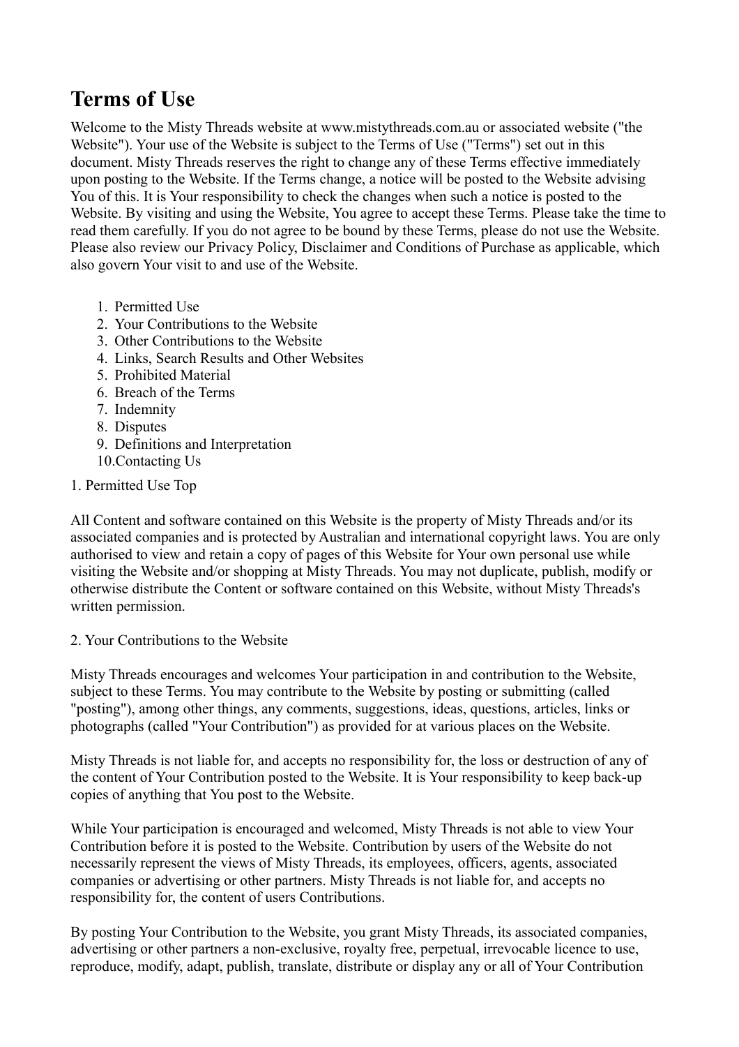# Terms of Use

Welcome to the Misty Threads website at www.mistythreads.com.au or associated website ("the Website"). Your use of the Website is subject to the Terms of Use ("Terms") set out in this document. Misty Threads reserves the right to change any of these Terms effective immediately upon posting to the Website. If the Terms change, a notice will be posted to the Website advising You of this. It is Your responsibility to check the changes when such a notice is posted to the Website. By visiting and using the Website, You agree to accept these Terms. Please take the time to read them carefully. If you do not agree to be bound by these Terms, please do not use the Website. Please also review our Privacy Policy, Disclaimer and Conditions of Purchase as applicable, which also govern Your visit to and use of the Website.

1. Permitted Use
2. Your Contributions to the Website
3. Other Contributions to the Website
4. Links, Search Results and Other Websites
5. Prohibited Material
6. Breach of the Terms
7. Indemnity
8. Disputes
9. Definitions and Interpretation
10. Contacting Us

1. Permitted Use Top

All Content and software contained on this Website is the property of Misty Threads and/or its associated companies and is protected by Australian and international copyright laws. You are only authorised to view and retain a copy of pages of this Website for Your own personal use while visiting the Website and/or shopping at Misty Threads. You may not duplicate, publish, modify or otherwise distribute the Content or software contained on this Website, without Misty Threads's written permission.

2. Your Contributions to the Website

Misty Threads encourages and welcomes Your participation in and contribution to the Website, subject to these Terms. You may contribute to the Website by posting or submitting (called "posting"), among other things, any comments, suggestions, ideas, questions, articles, links or photographs (called "Your Contribution") as provided for at various places on the Website.

Misty Threads is not liable for, and accepts no responsibility for, the loss or destruction of any of the content of Your Contribution posted to the Website. It is Your responsibility to keep back-up copies of anything that You post to the Website.

While Your participation is encouraged and welcomed, Misty Threads is not able to view Your Contribution before it is posted to the Website. Contribution by users of the Website do not necessarily represent the views of Misty Threads, its employees, officers, agents, associated companies or advertising or other partners. Misty Threads is not liable for, and accepts no responsibility for, the content of users Contributions.

By posting Your Contribution to the Website, you grant Misty Threads, its associated companies, advertising or other partners a non-exclusive, royalty free, perpetual, irrevocable licence to use, reproduce, modify, adapt, publish, translate, distribute or display any or all of Your Contribution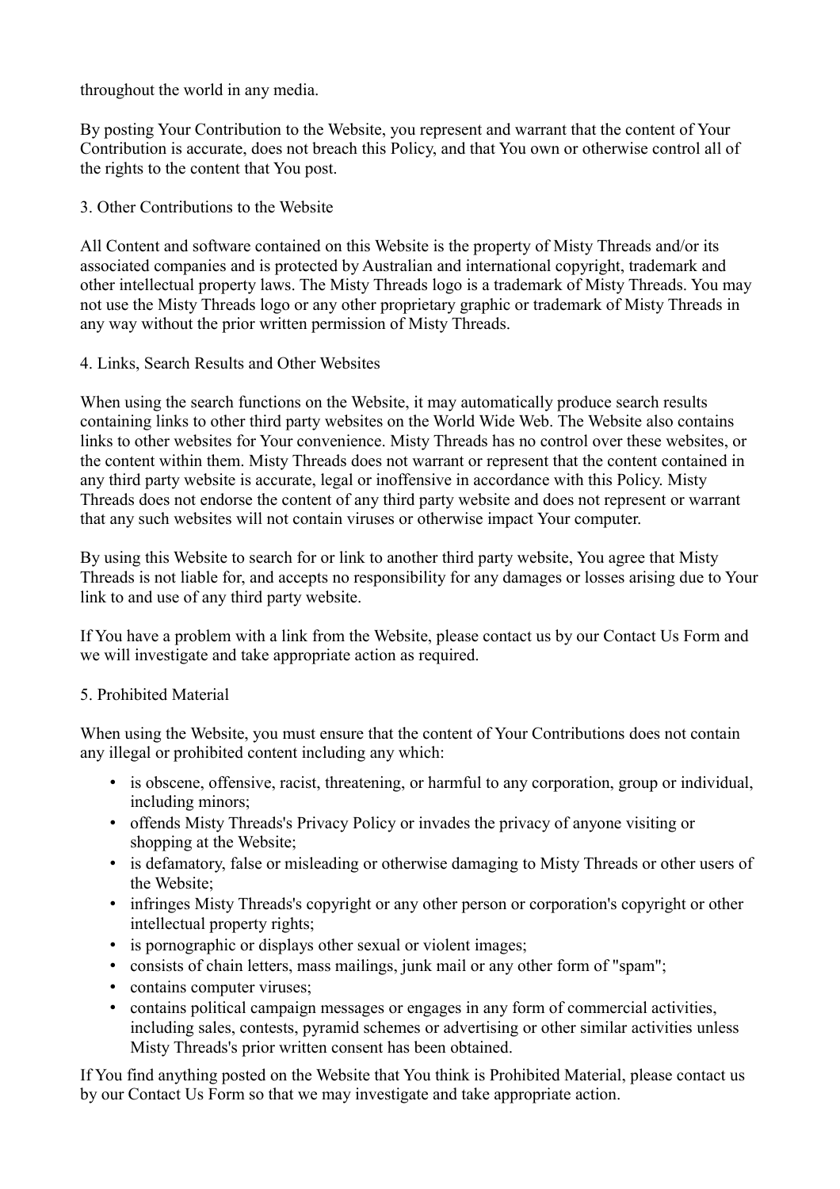throughout the world in any media.

By posting Your Contribution to the Website, you represent and warrant that the content of Your Contribution is accurate, does not breach this Policy, and that You own or otherwise control all of the rights to the content that You post.

## 3. Other Contributions to the Website

All Content and software contained on this Website is the property of Misty Threads and/or its associated companies and is protected by Australian and international copyright, trademark and other intellectual property laws. The Misty Threads logo is a trademark of Misty Threads. You may not use the Misty Threads logo or any other proprietary graphic or trademark of Misty Threads in any way without the prior written permission of Misty Threads.

## 4. Links, Search Results and Other Websites

When using the search functions on the Website, it may automatically produce search results containing links to other third party websites on the World Wide Web. The Website also contains links to other websites for Your convenience. Misty Threads has no control over these websites, or the content within them. Misty Threads does not warrant or represent that the content contained in any third party website is accurate, legal or inoffensive in accordance with this Policy. Misty Threads does not endorse the content of any third party website and does not represent or warrant that any such websites will not contain viruses or otherwise impact Your computer.

By using this Website to search for or link to another third party website, You agree that Misty Threads is not liable for, and accepts no responsibility for any damages or losses arising due to Your link to and use of any third party website.

If You have a problem with a link from the Website, please contact us by our Contact Us Form and we will investigate and take appropriate action as required.

## 5. Prohibited Material

When using the Website, you must ensure that the content of Your Contributions does not contain any illegal or prohibited content including any which:

- is obscene, offensive, racist, threatening, or harmful to any corporation, group or individual, including minors;
- offends Misty Threads's Privacy Policy or invades the privacy of anyone visiting or shopping at the Website;
- is defamatory, false or misleading or otherwise damaging to Misty Threads or other users of the Website;
- infringes Misty Threads's copyright or any other person or corporation's copyright or other intellectual property rights;
- is pornographic or displays other sexual or violent images;
- consists of chain letters, mass mailings, junk mail or any other form of "spam";
- contains computer viruses;
- contains political campaign messages or engages in any form of commercial activities, including sales, contests, pyramid schemes or advertising or other similar activities unless Misty Threads's prior written consent has been obtained.

If You find anything posted on the Website that You think is Prohibited Material, please contact us by our Contact Us Form so that we may investigate and take appropriate action.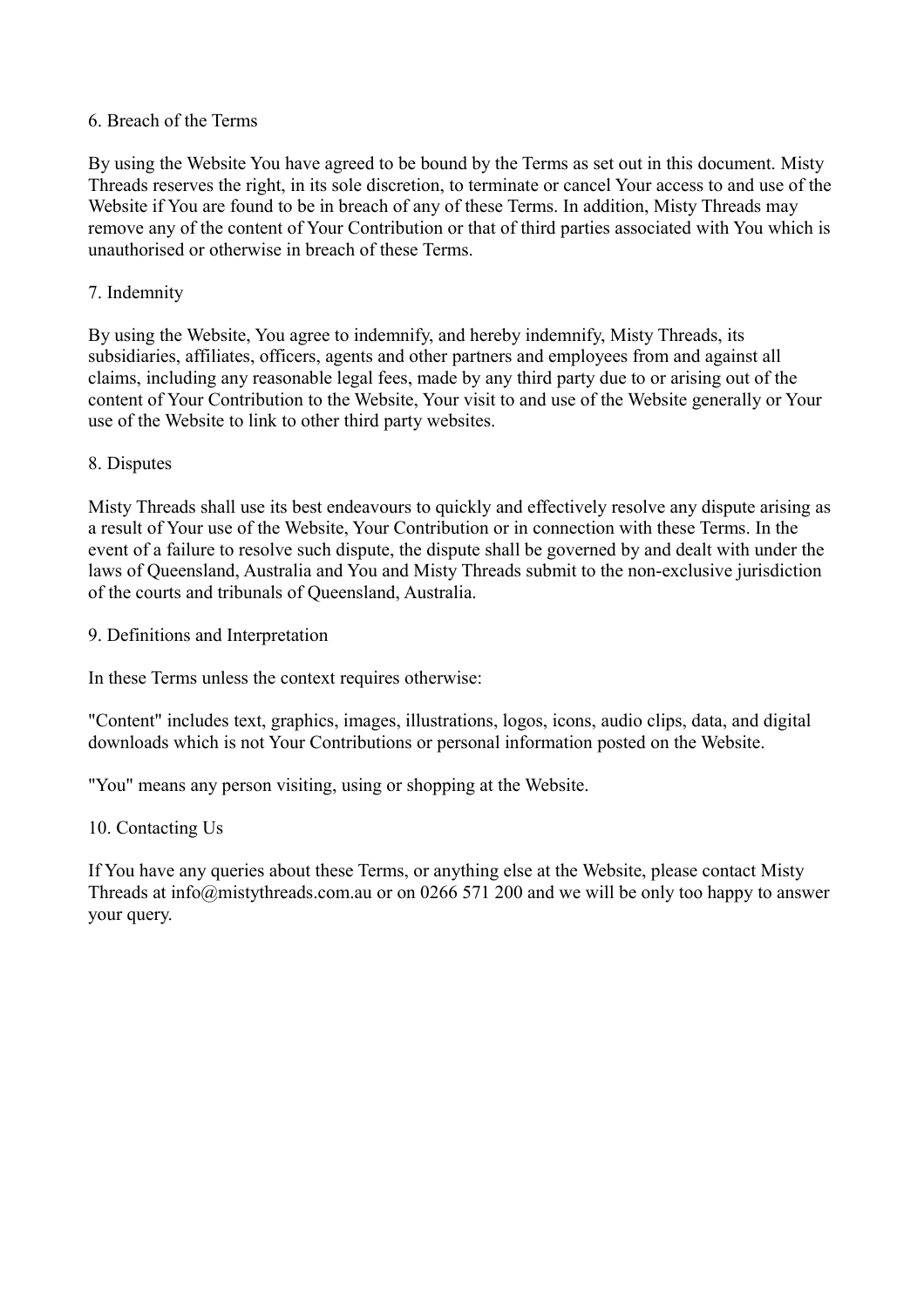## 6. Breach of the Terms

By using the Website You have agreed to be bound by the Terms as set out in this document. Misty Threads reserves the right, in its sole discretion, to terminate or cancel Your access to and use of the Website if You are found to be in breach of any of these Terms. In addition, Misty Threads may remove any of the content of Your Contribution or that of third parties associated with You which is unauthorised or otherwise in breach of these Terms.

## 7. Indemnity

By using the Website, You agree to indemnify, and hereby indemnify, Misty Threads, its subsidiaries, affiliates, officers, agents and other partners and employees from and against all claims, including any reasonable legal fees, made by any third party due to or arising out of the content of Your Contribution to the Website, Your visit to and use of the Website generally or Your use of the Website to link to other third party websites.

## 8. Disputes

Misty Threads shall use its best endeavours to quickly and effectively resolve any dispute arising as a result of Your use of the Website, Your Contribution or in connection with these Terms. In the event of a failure to resolve such dispute, the dispute shall be governed by and dealt with under the laws of Queensland, Australia and You and Misty Threads submit to the non-exclusive jurisdiction of the courts and tribunals of Queensland, Australia.

## 9. Definitions and Interpretation

In these Terms unless the context requires otherwise:

"Content" includes text, graphics, images, illustrations, logos, icons, audio clips, data, and digital downloads which is not Your Contributions or personal information posted on the Website.

"You" means any person visiting, using or shopping at the Website.

## 10. Contacting Us

If You have any queries about these Terms, or anything else at the Website, please contact Misty Threads at info@mistythreads.com.au or on 0266 571 200 and we will be only too happy to answer your query.